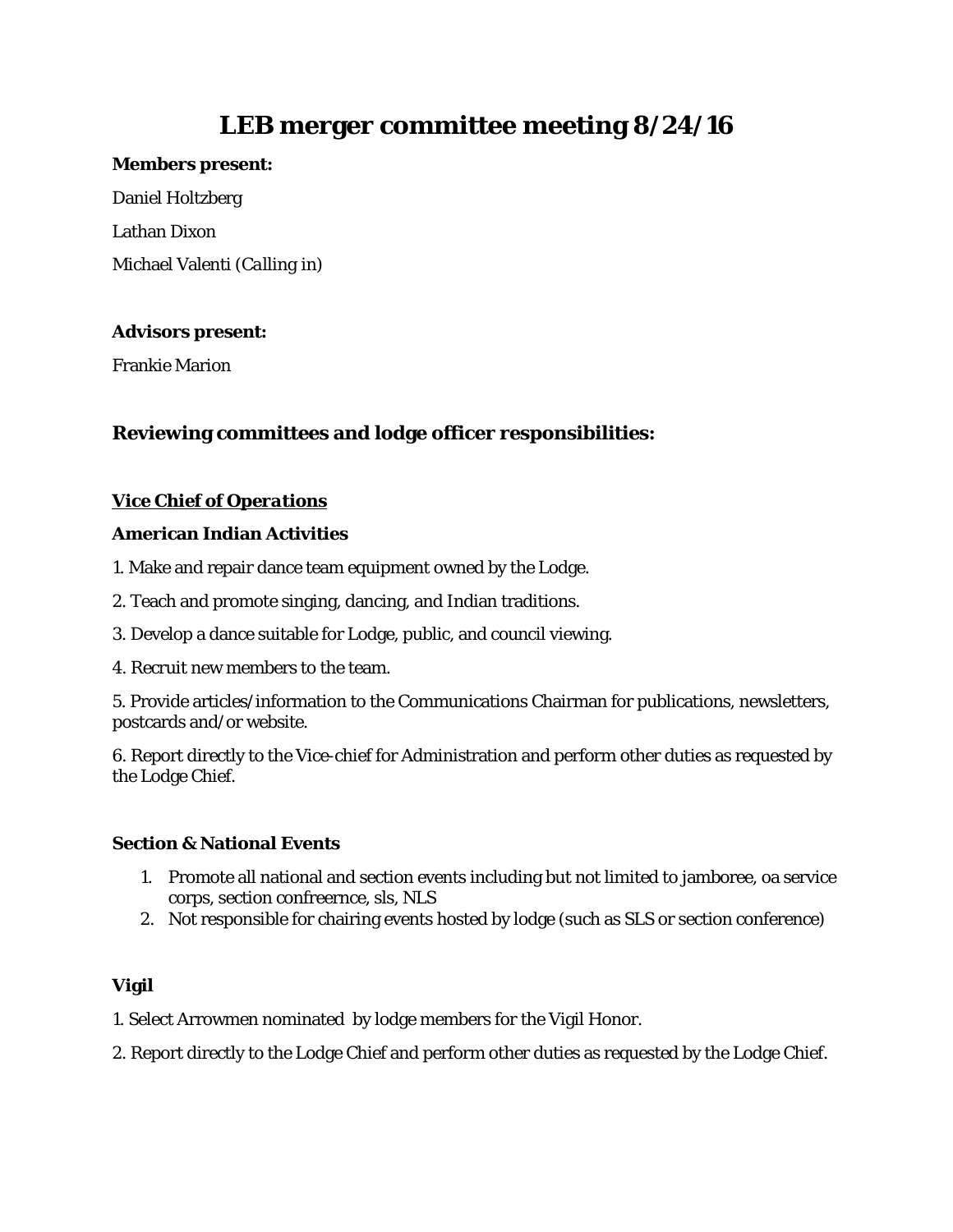# LEB merger committee meeting 8/24/16

**Members present:**

Daniel Holtzberg

Lathan Dixon

Michael Valenti (Calling in)

**Advisors present:**

Frankie Marion

## Reviewing committees and lodge officer responsibilities:

***Vice Chief of Operations***

**American Indian Activities**

1. Make and repair dance team equipment owned by the Lodge.

2. Teach and promote singing, dancing, and Indian traditions.

3. Develop a dance suitable for Lodge, public, and council viewing.

4. Recruit new members to the team.

5. Provide articles/information to the Communications Chairman for publications, newsletters, postcards and/or website.

6. Report directly to the Vice-chief for Administration and perform other duties as requested by the Lodge Chief.

**Section & National Events**

1. Promote all national and section events including but not limited to jamboree, oa service corps, section confreernce, sls, NLS
2. Not responsible for chairing events hosted by lodge (such as SLS or section conference)

**Vigil**

1. Select Arrowmen nominated by lodge members for the Vigil Honor.

2. Report directly to the Lodge Chief and perform other duties as requested by the Lodge Chief.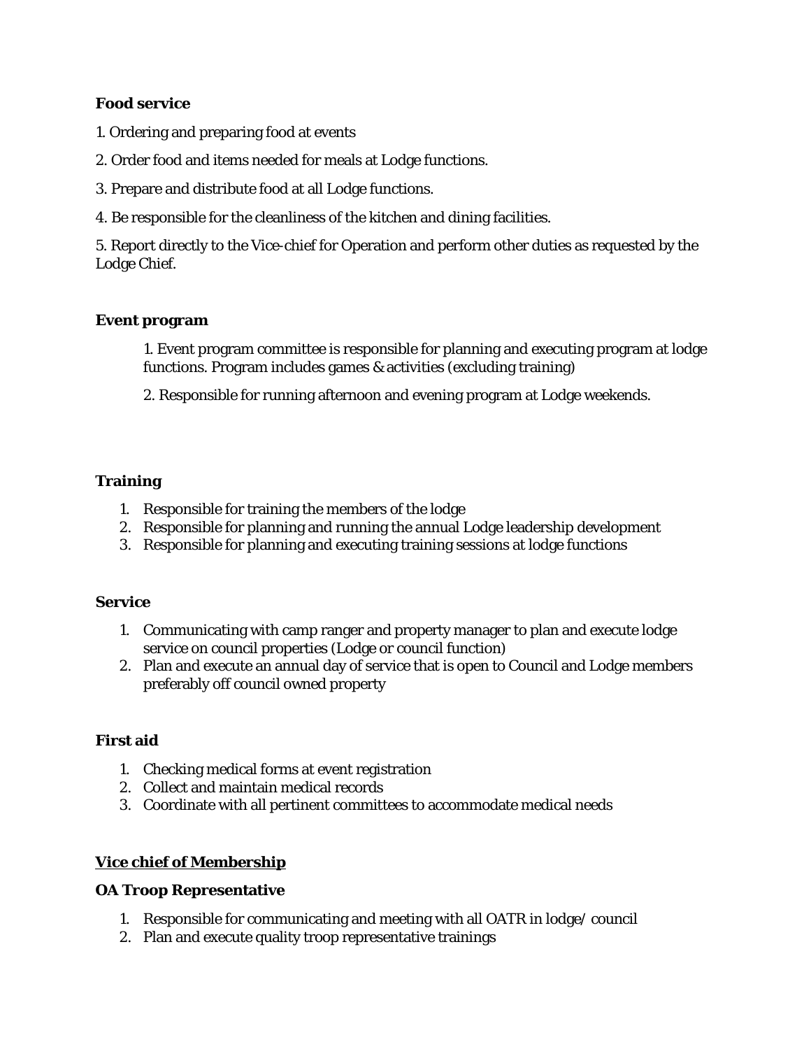**Food service**

1. Ordering and preparing food at events

2. Order food and items needed for meals at Lodge functions.

3. Prepare and distribute food at all Lodge functions.

4. Be responsible for the cleanliness of the kitchen and dining facilities.

5. Report directly to the Vice-chief for Operation and perform other duties as requested by the Lodge Chief.

**Event program**

1. Event program committee is responsible for planning and executing program at lodge functions. Program includes games & activities (excluding training)

2. Responsible for running afternoon and evening program at Lodge weekends.

**Training**

1. Responsible for training the members of the lodge
2. Responsible for planning and running the annual Lodge leadership development
3. Responsible for planning and executing training sessions at lodge functions

**Service**

1. Communicating with camp ranger and property manager to plan and execute lodge service on council properties (Lodge or council function)
2. Plan and execute an annual day of service that is open to Council and Lodge members preferably off council owned property

**First aid**

1. Checking medical forms at event registration
2. Collect and maintain medical records
3. Coordinate with all pertinent committees to accommodate medical needs

<u>**Vice chief of Membership**</u>

**OA Troop Representative**

1. Responsible for communicating and meeting with all OATR in lodge/ council
2. Plan and execute quality troop representative trainings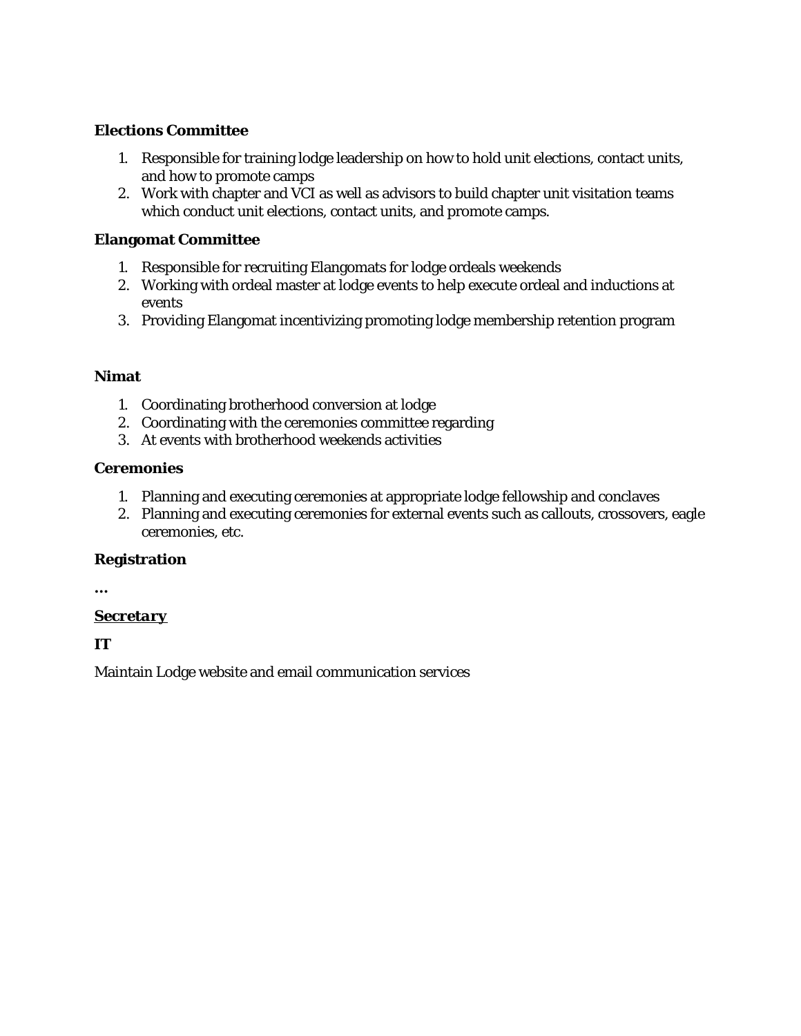**Elections Committee**

1. Responsible for training lodge leadership on how to hold unit elections, contact units, and how to promote camps
2. Work with chapter and VCI as well as advisors to build chapter unit visitation teams which conduct unit elections, contact units, and promote camps.

**Elangomat Committee**

1. Responsible for recruiting Elangomats for lodge ordeals weekends
2. Working with ordeal master at lodge events to help execute ordeal and inductions at events
3. Providing Elangomat incentivizing promoting lodge membership retention program

**Nimat**

1. Coordinating brotherhood conversion at lodge
2. Coordinating with the ceremonies committee regarding
3. At events with brotherhood weekends activities

**Ceremonies**

1. Planning and executing ceremonies at appropriate lodge fellowship and conclaves
2. Planning and executing ceremonies for external events such as callouts, crossovers, eagle ceremonies, etc.

**Registration**

**…**

***<u>Secretary</u>***

**IT**

Maintain Lodge website and email communication services